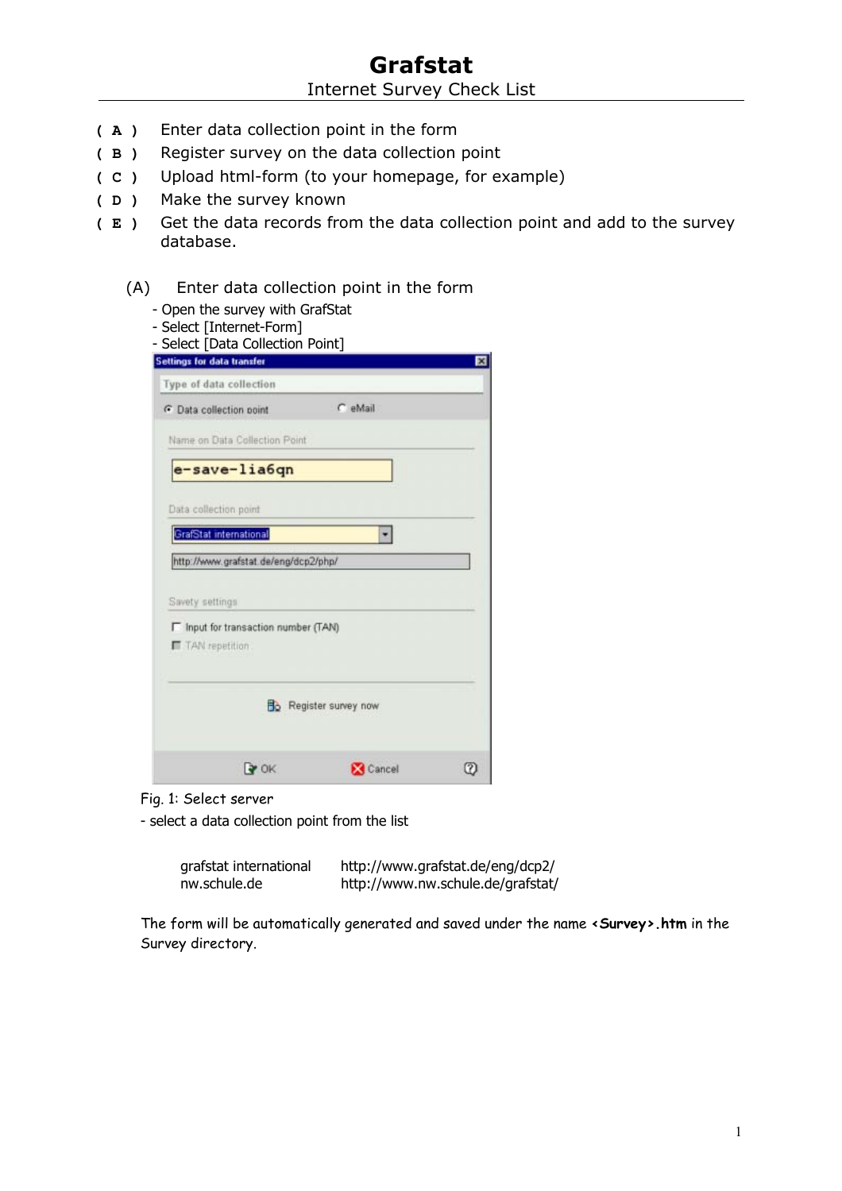# Grafstat

Internet Survey Check List

**( A )** Enter data collection point in the form

**( B )** Register survey on the data collection point

**( C )** Upload html-form (to your homepage, for example)

**( D )** Make the survey known

**( E )** Get the data records from the data collection point and add to the survey database.

## (A) Enter data collection point in the form

- Open the survey with GrafStat
- Select [Internet-Form]
- Select [Data Collection Point]

Fig. 1: Select server

- select a data collection point from the list

| | |
|---|---|
| grafstat international | http://www.grafstat.de/eng/dcp2/ |
| nw.schule.de | http://www.nw.schule.de/grafstat/ |

The form will be automatically generated and saved under the name **<Survey>.htm** in the Survey directory.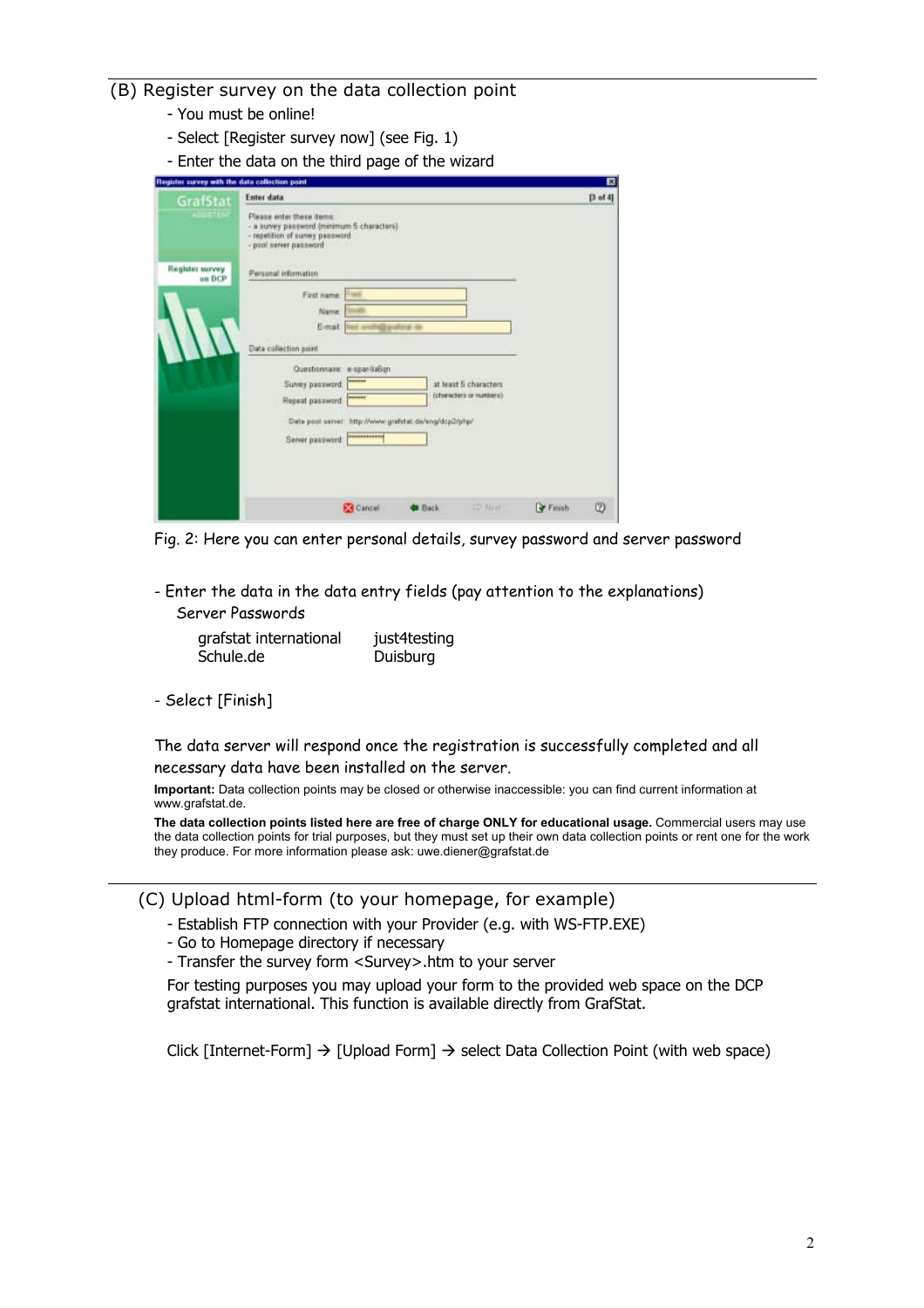## (B) Register survey on the data collection point

- You must be online!
- Select [Register survey now] (see Fig. 1)
- Enter the data on the third page of the wizard

Fig. 2: Here you can enter personal details, survey password and server password

- Enter the data in the data entry fields (pay attention to the explanations)

Server Passwords

| | |
|---|---|
| grafstat international | just4testing |
| Schule.de | Duisburg |

- Select [Finish]

The data server will respond once the registration is successfully completed and all necessary data have been installed on the server.

**Important:** Data collection points may be closed or otherwise inaccessible: you can find current information at www.grafstat.de.

**The data collection points listed here are free of charge ONLY for educational usage.** Commercial users may use the data collection points for trial purposes, but they must set up their own data collection points or rent one for the work they produce. For more information please ask: uwe.diener@grafstat.de

## (C) Upload html-form (to your homepage, for example)

- Establish FTP connection with your Provider (e.g. with WS-FTP.EXE)
- Go to Homepage directory if necessary
- Transfer the survey form <Survey>.htm to your server

For testing purposes you may upload your form to the provided web space on the DCP grafstat international. This function is available directly from GrafStat.

Click [Internet-Form] → [Upload Form] → select Data Collection Point (with web space)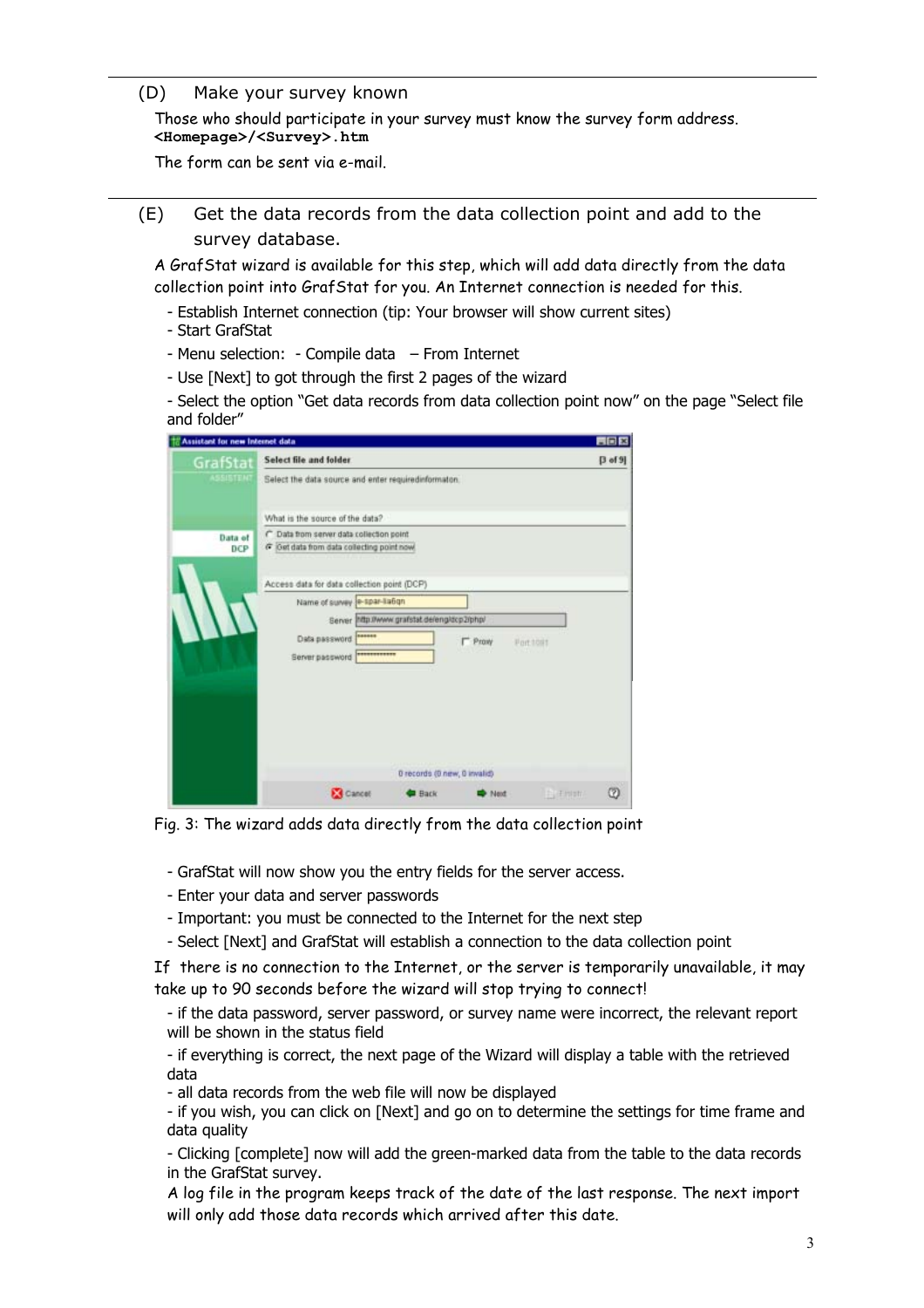## (D) Make your survey known

Those who should participate in your survey must know the survey form address.
**<Homepage>/<Survey>.htm**

The form can be sent via e-mail.

## (E) Get the data records from the data collection point and add to the survey database.

A GrafStat wizard is available for this step, which will add data directly from the data collection point into GrafStat for you. An Internet connection is needed for this.

- Establish Internet connection (tip: Your browser will show current sites)
- Start GrafStat
- Menu selection: - Compile data – From Internet
- Use [Next] to got through the first 2 pages of the wizard
- Select the option "Get data records from data collection point now" on the page "Select file and folder"

Fig. 3: The wizard adds data directly from the data collection point

- GrafStat will now show you the entry fields for the server access.
- Enter your data and server passwords
- Important: you must be connected to the Internet for the next step
- Select [Next] and GrafStat will establish a connection to the data collection point

If there is no connection to the Internet, or the server is temporarily unavailable, it may take up to 90 seconds before the wizard will stop trying to connect!

- if the data password, server password, or survey name were incorrect, the relevant report will be shown in the status field
- if everything is correct, the next page of the Wizard will display a table with the retrieved data
- all data records from the web file will now be displayed
- if you wish, you can click on [Next] and go on to determine the settings for time frame and data quality
- Clicking [complete] now will add the green-marked data from the table to the data records in the GrafStat survey.

A log file in the program keeps track of the date of the last response. The next import will only add those data records which arrived after this date.